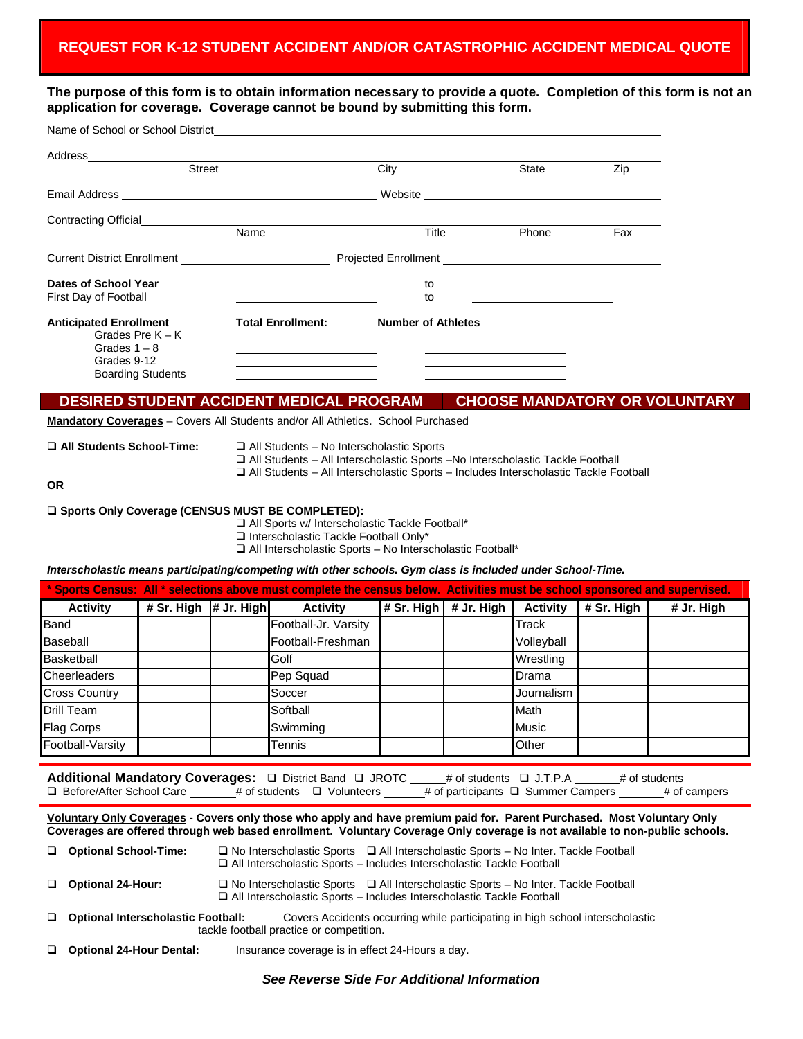# REQUEST FOR K-12 STUDENT ACCIDENT AND/OR CATASTROPHIC ACCIDENT MEDICAL QUOTE

**The purpose of this form is to obtain information necessary to provide a quote. Completion of this form is not an application for coverage. Coverage cannot be bound by submitting this form.**

Name of School or School District \_\_\_\_\_\_\_\_\_\_\_\_\_\_\_\_\_\_\_\_\_\_\_\_\_\_\_\_\_\_\_\_\_\_\_\_\_\_\_\_

Address \_\_\_\_\_\_\_\_\_\_\_\_\_\_\_\_\_\_\_\_\_\_\_\_\_\_\_\_\_\_\_\_\_\_\_\_\_\_\_\_
Street | City | State | Zip

Email Address \_\_\_\_\_\_\_\_\_\_\_\_\_\_\_\_\_\_\_\_ Website \_\_\_\_\_\_\_\_\_\_\_\_\_\_\_\_\_\_\_\_

Contracting Official \_\_\_\_\_\_\_\_\_\_\_\_\_\_\_\_\_\_\_\_\_\_\_\_\_\_\_\_\_\_\_\_\_\_\_\_\_\_\_\_
Name | Title | Phone | Fax

Current District Enrollment \_\_\_\_\_\_\_\_\_\_\_\_\_\_\_\_\_\_\_\_ Projected Enrollment \_\_\_\_\_\_\_\_\_\_\_\_\_\_\_\_\_\_\_\_

**Dates of School Year** \_\_\_\_\_\_\_\_\_\_\_\_\_\_\_\_\_\_\_\_ to \_\_\_\_\_\_\_\_\_\_\_\_\_\_\_\_\_\_\_\_
First Day of Football \_\_\_\_\_\_\_\_\_\_\_\_\_\_\_\_\_\_\_\_ to \_\_\_\_\_\_\_\_\_\_\_\_\_\_\_\_\_\_\_\_

| **Anticipated Enrollment** | **Total Enrollment:** | **Number of Athletes** |
|---|---|---|
| Grades Pre K – K | | |
| Grades 1 – 8 | | |
| Grades 9-12 | | |
| Boarding Students | | |

## DESIRED STUDENT ACCIDENT MEDICAL PROGRAM | CHOOSE MANDATORY OR VOLUNTARY

**Mandatory Coverages** – Covers All Students and/or All Athletics. School Purchased

❑ **All Students School-Time:**
- ❑ All Students – No Interscholastic Sports
- ❑ All Students – All Interscholastic Sports –No Interscholastic Tackle Football
- ❑ All Students – All Interscholastic Sports – Includes Interscholastic Tackle Football

**OR**

❑ **Sports Only Coverage (CENSUS MUST BE COMPLETED):**
- ❑ All Sports w/ Interscholastic Tackle Football*
- ❑ Interscholastic Tackle Football Only*
- ❑ All Interscholastic Sports – No Interscholastic Football*

***Interscholastic means participating/competing with other schools. Gym class is included under School-Time.***

**\* Sports Census: All \* selections above must complete the census below. Activities must be school sponsored and supervised.**

| Activity | # Sr. High | # Jr. High | Activity | # Sr. High | # Jr. High | Activity | # Sr. High | # Jr. High |
|---|---|---|---|---|---|---|---|---|
| Band | | | Football-Jr. Varsity | | | Track | | |
| Baseball | | | Football-Freshman | | | Volleyball | | |
| Basketball | | | Golf | | | Wrestling | | |
| Cheerleaders | | | Pep Squad | | | Drama | | |
| Cross Country | | | Soccer | | | Journalism | | |
| Drill Team | | | Softball | | | Math | | |
| Flag Corps | | | Swimming | | | Music | | |
| Football-Varsity | | | Tennis | | | Other | | |

**Additional Mandatory Coverages:** ❑ District Band ❑ JROTC \_\_\_\_\_ # of students ❑ J.T.P.A \_\_\_\_\_ # of students
❑ Before/After School Care \_\_\_\_\_ # of students ❑ Volunteers \_\_\_\_\_ # of participants ❑ Summer Campers \_\_\_\_\_ # of campers

**Voluntary Only Coverages - Covers only those who apply and have premium paid for. Parent Purchased. Most Voluntary Only Coverages are offered through web based enrollment. Voluntary Coverage Only coverage is not available to non-public schools.**

❑ **Optional School-Time:** ❑ No Interscholastic Sports ❑ All Interscholastic Sports – No Inter. Tackle Football ❑ All Interscholastic Sports – Includes Interscholastic Tackle Football

❑ **Optional 24-Hour:** ❑ No Interscholastic Sports ❑ All Interscholastic Sports – No Inter. Tackle Football ❑ All Interscholastic Sports – Includes Interscholastic Tackle Football

❑ **Optional Interscholastic Football:** Covers Accidents occurring while participating in high school interscholastic tackle football practice or competition.

❑ **Optional 24-Hour Dental:** Insurance coverage is in effect 24-Hours a day.

***See Reverse Side For Additional Information***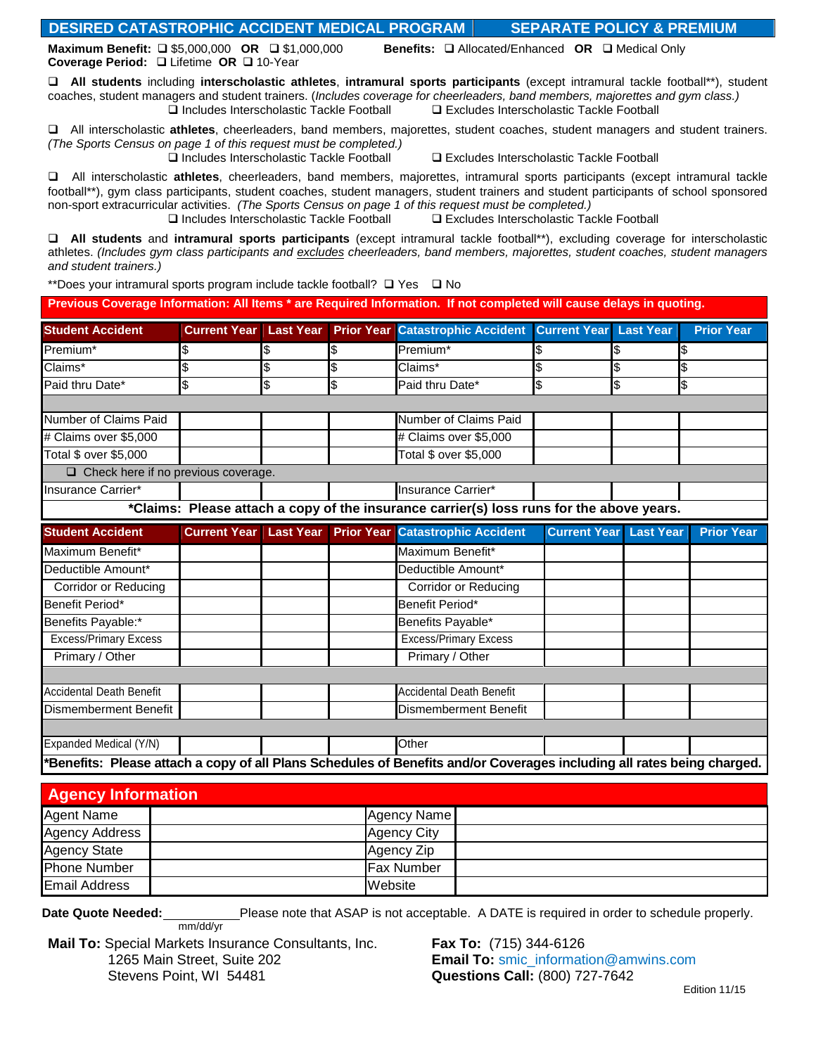## DESIRED CATASTROPHIC ACCIDENT MEDICAL PROGRAM | SEPARATE POLICY & PREMIUM

**Maximum Benefit:** ❑ $5,000,000 **OR** ❑ $1,000,000 **Benefits:** ❑ Allocated/Enhanced **OR** ❑ Medical Only
**Coverage Period:** ❑ Lifetime **OR** ❑ 10-Year

❑ **All students** including **interscholastic athletes**, **intramural sports participants** (except intramural tackle football**), student coaches, student managers and student trainers. (*Includes coverage for cheerleaders, band members, majorettes and gym class.)*
❑ Includes Interscholastic Tackle Football ❑ Excludes Interscholastic Tackle Football

❑ All interscholastic **athletes**, cheerleaders, band members, majorettes, student coaches, student managers and student trainers. *(The Sports Census on page 1 of this request must be completed.)*
❑ Includes Interscholastic Tackle Football ❑ Excludes Interscholastic Tackle Football

❑ All interscholastic **athletes**, cheerleaders, band members, majorettes, intramural sports participants (except intramural tackle football**), gym class participants, student coaches, student managers, student trainers and student participants of school sponsored non-sport extracurricular activities. *(The Sports Census on page 1 of this request must be completed.)*
❑ Includes Interscholastic Tackle Football ❑ Excludes Interscholastic Tackle Football

❑ **All students** and **intramural sports participants** (except intramural tackle football**), excluding coverage for interscholastic athletes. *(Includes gym class participants and excludes cheerleaders, band members, majorettes, student coaches, student managers and student trainers.)*

**Does your intramural sports program include tackle football? ❑ Yes ❑ No

**Previous Coverage Information: All Items * are Required Information. If not completed will cause delays in quoting.**

| Student Accident | Current Year | Last Year | Prior Year | Catastrophic Accident | Current Year | Last Year | Prior Year |
|---|---|---|---|---|---|---|---|
| Premium* | $ | $ | $ | Premium* | $ | $ | $ |
| Claims* | $ | $ | $ | Claims* | $ | $ | $ |
| Paid thru Date* | $ | $ | $ | Paid thru Date* | $ | $ | $ |
| | | | | | | | |
| Number of Claims Paid | | | | Number of Claims Paid | | | |
| # Claims over $5,000 | | | | # Claims over $5,000 | | | |
| Total $ over $5,000 | | | | Total $ over $5,000 | | | |
| ❑ Check here if no previous coverage. | | | | | | | |
| Insurance Carrier* | | | | Insurance Carrier* | | | |
| ***Claims: Please attach a copy of the insurance carrier(s) loss runs for the above years.** | | | | | | | |

| Student Accident | Current Year | Last Year | Prior Year | Catastrophic Accident | Current Year | Last Year | Prior Year |
|---|---|---|---|---|---|---|---|
| Maximum Benefit* | | | | Maximum Benefit* | | | |
| Deductible Amount* | | | | Deductible Amount* | | | |
| Corridor or Reducing | | | | Corridor or Reducing | | | |
| Benefit Period* | | | | Benefit Period* | | | |
| Benefits Payable:* | | | | Benefits Payable* | | | |
| Excess/Primary Excess | | | | Excess/Primary Excess | | | |
| Primary / Other | | | | Primary / Other | | | |
| | | | | | | | |
| Accidental Death Benefit | | | | Accidental Death Benefit | | | |
| Dismemberment Benefit | | | | Dismemberment Benefit | | | |
| | | | | | | | |
| Expanded Medical (Y/N) | | | | Other | | | |
| ***Benefits: Please attach a copy of all Plans Schedules of Benefits and/or Coverages including all rates being charged.** | | | | | | | |

## Agency Information

| | | | |
|---|---|---|---|
| Agent Name | | Agency Name | |
| Agency Address | | Agency City | |
| Agency State | | Agency Zip | |
| Phone Number | | Fax Number | |
| Email Address | | Website | |

**Date Quote Needed:** ____________ Please note that ASAP is not acceptable. A DATE is required in order to schedule properly.
mm/dd/yr

**Mail To:** Special Markets Insurance Consultants, Inc.
1265 Main Street, Suite 202
Stevens Point, WI 54481

**Fax To:** (715) 344-6126
**Email To:** smic_information@amwins.com
**Questions Call:** (800) 727-7642

Edition 11/15